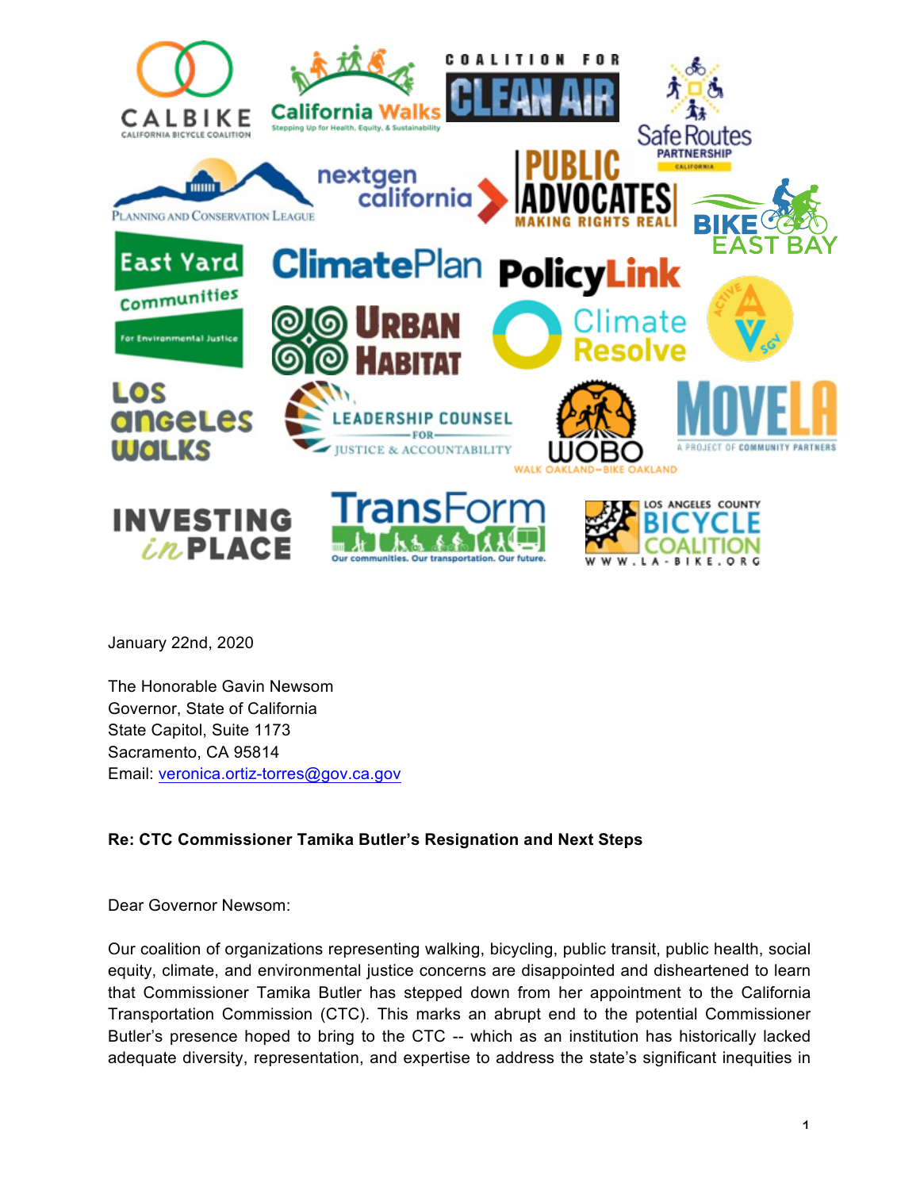January 22nd, 2020

The Honorable Gavin Newsom
Governor, State of California
State Capitol, Suite 1173
Sacramento, CA 95814
Email: veronica.ortiz-torres@gov.ca.gov

**Re: CTC Commissioner Tamika Butler's Resignation and Next Steps**

Dear Governor Newsom:

Our coalition of organizations representing walking, bicycling, public transit, public health, social equity, climate, and environmental justice concerns are disappointed and disheartened to learn that Commissioner Tamika Butler has stepped down from her appointment to the California Transportation Commission (CTC). This marks an abrupt end to the potential Commissioner Butler's presence hoped to bring to the CTC -- which as an institution has historically lacked adequate diversity, representation, and expertise to address the state's significant inequities in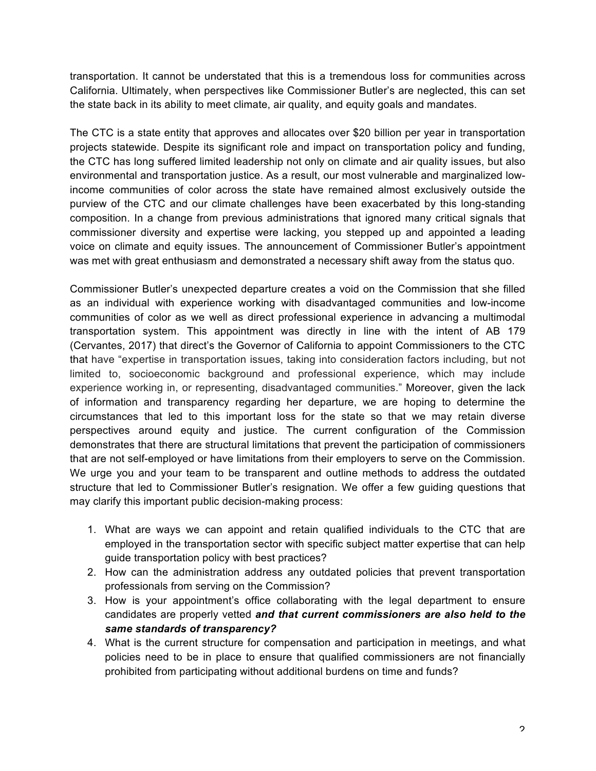transportation. It cannot be understated that this is a tremendous loss for communities across California. Ultimately, when perspectives like Commissioner Butler's are neglected, this can set the state back in its ability to meet climate, air quality, and equity goals and mandates.

The CTC is a state entity that approves and allocates over $20 billion per year in transportation projects statewide. Despite its significant role and impact on transportation policy and funding, the CTC has long suffered limited leadership not only on climate and air quality issues, but also environmental and transportation justice. As a result, our most vulnerable and marginalized low-income communities of color across the state have remained almost exclusively outside the purview of the CTC and our climate challenges have been exacerbated by this long-standing composition. In a change from previous administrations that ignored many critical signals that commissioner diversity and expertise were lacking, you stepped up and appointed a leading voice on climate and equity issues. The announcement of Commissioner Butler's appointment was met with great enthusiasm and demonstrated a necessary shift away from the status quo.

Commissioner Butler's unexpected departure creates a void on the Commission that she filled as an individual with experience working with disadvantaged communities and low-income communities of color as we well as direct professional experience in advancing a multimodal transportation system. This appointment was directly in line with the intent of AB 179 (Cervantes, 2017) that direct's the Governor of California to appoint Commissioners to the CTC that have "expertise in transportation issues, taking into consideration factors including, but not limited to, socioeconomic background and professional experience, which may include experience working in, or representing, disadvantaged communities." Moreover, given the lack of information and transparency regarding her departure, we are hoping to determine the circumstances that led to this important loss for the state so that we may retain diverse perspectives around equity and justice. The current configuration of the Commission demonstrates that there are structural limitations that prevent the participation of commissioners that are not self-employed or have limitations from their employers to serve on the Commission. We urge you and your team to be transparent and outline methods to address the outdated structure that led to Commissioner Butler's resignation. We offer a few guiding questions that may clarify this important public decision-making process:

1. What are ways we can appoint and retain qualified individuals to the CTC that are employed in the transportation sector with specific subject matter expertise that can help guide transportation policy with best practices?
2. How can the administration address any outdated policies that prevent transportation professionals from serving on the Commission?
3. How is your appointment's office collaborating with the legal department to ensure candidates are properly vetted ***and that current commissioners are also held to the same standards of transparency?***
4. What is the current structure for compensation and participation in meetings, and what policies need to be in place to ensure that qualified commissioners are not financially prohibited from participating without additional burdens on time and funds?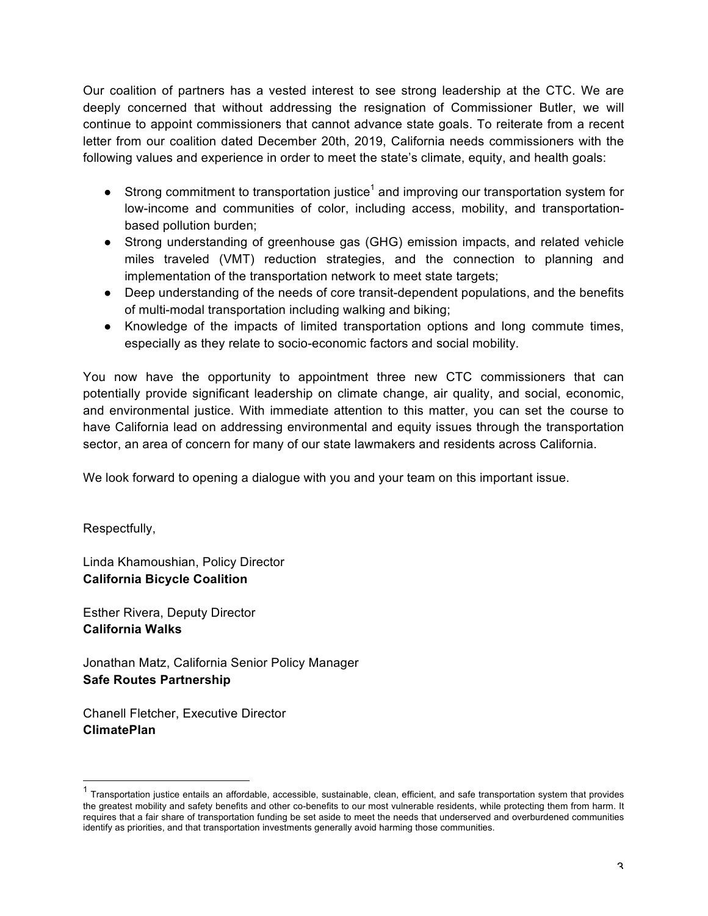Our coalition of partners has a vested interest to see strong leadership at the CTC. We are deeply concerned that without addressing the resignation of Commissioner Butler, we will continue to appoint commissioners that cannot advance state goals. To reiterate from a recent letter from our coalition dated December 20th, 2019, California needs commissioners with the following values and experience in order to meet the state's climate, equity, and health goals:

- Strong commitment to transportation justice[1] and improving our transportation system for low-income and communities of color, including access, mobility, and transportation-based pollution burden;
- Strong understanding of greenhouse gas (GHG) emission impacts, and related vehicle miles traveled (VMT) reduction strategies, and the connection to planning and implementation of the transportation network to meet state targets;
- Deep understanding of the needs of core transit-dependent populations, and the benefits of multi-modal transportation including walking and biking;
- Knowledge of the impacts of limited transportation options and long commute times, especially as they relate to socio-economic factors and social mobility.

You now have the opportunity to appointment three new CTC commissioners that can potentially provide significant leadership on climate change, air quality, and social, economic, and environmental justice. With immediate attention to this matter, you can set the course to have California lead on addressing environmental and equity issues through the transportation sector, an area of concern for many of our state lawmakers and residents across California.

We look forward to opening a dialogue with you and your team on this important issue.

Respectfully,

Linda Khamoushian, Policy Director
**California Bicycle Coalition**

Esther Rivera, Deputy Director
**California Walks**

Jonathan Matz, California Senior Policy Manager
**Safe Routes Partnership**

Chanell Fletcher, Executive Director
**ClimatePlan**

---

[1] Transportation justice entails an affordable, accessible, sustainable, clean, efficient, and safe transportation system that provides the greatest mobility and safety benefits and other co-benefits to our most vulnerable residents, while protecting them from harm. It requires that a fair share of transportation funding be set aside to meet the needs that underserved and overburdened communities identify as priorities, and that transportation investments generally avoid harming those communities.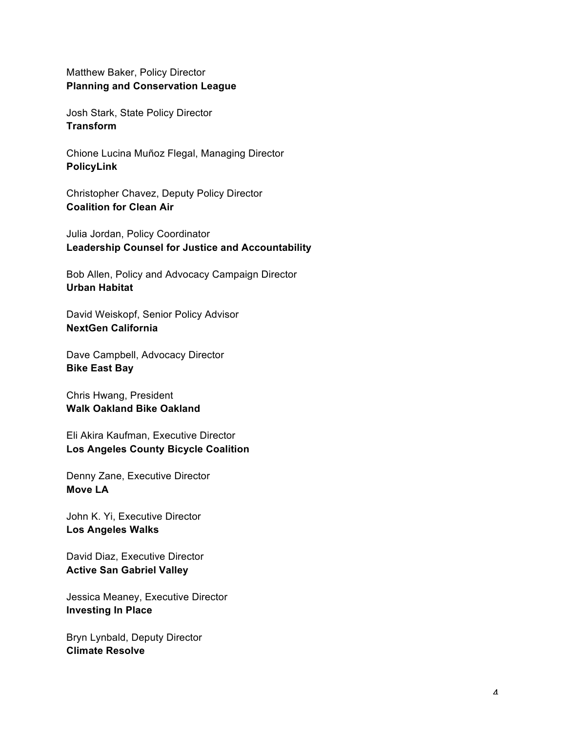Matthew Baker, Policy Director
**Planning and Conservation League**

Josh Stark, State Policy Director
**Transform**

Chione Lucina Muñoz Flegal, Managing Director
**PolicyLink**

Christopher Chavez, Deputy Policy Director
**Coalition for Clean Air**

Julia Jordan, Policy Coordinator
**Leadership Counsel for Justice and Accountability**

Bob Allen, Policy and Advocacy Campaign Director
**Urban Habitat**

David Weiskopf, Senior Policy Advisor
**NextGen California**

Dave Campbell, Advocacy Director
**Bike East Bay**

Chris Hwang, President
**Walk Oakland Bike Oakland**

Eli Akira Kaufman, Executive Director
**Los Angeles County Bicycle Coalition**

Denny Zane, Executive Director
**Move LA**

John K. Yi, Executive Director
**Los Angeles Walks**

David Diaz, Executive Director
**Active San Gabriel Valley**

Jessica Meaney, Executive Director
**Investing In Place**

Bryn Lynbald, Deputy Director
**Climate Resolve**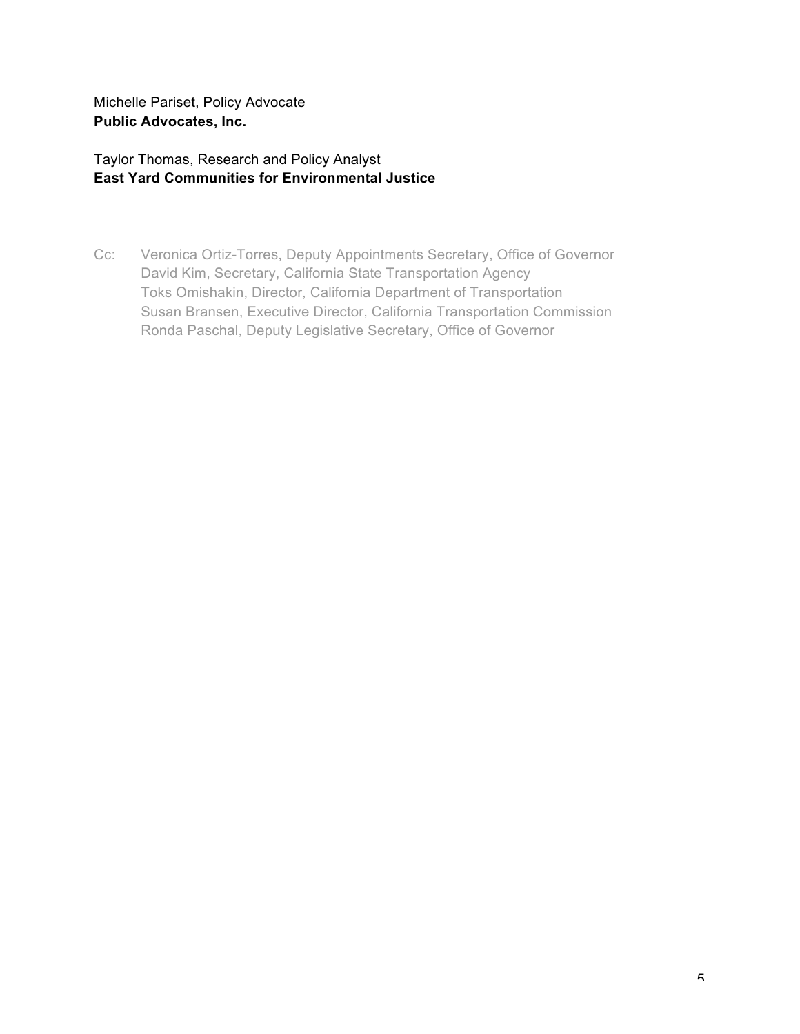Michelle Pariset, Policy Advocate
**Public Advocates, Inc.**

Taylor Thomas, Research and Policy Analyst
**East Yard Communities for Environmental Justice**

Cc: Veronica Ortiz-Torres, Deputy Appointments Secretary, Office of Governor
David Kim, Secretary, California State Transportation Agency
Toks Omishakin, Director, California Department of Transportation
Susan Bransen, Executive Director, California Transportation Commission
Ronda Paschal, Deputy Legislative Secretary, Office of Governor